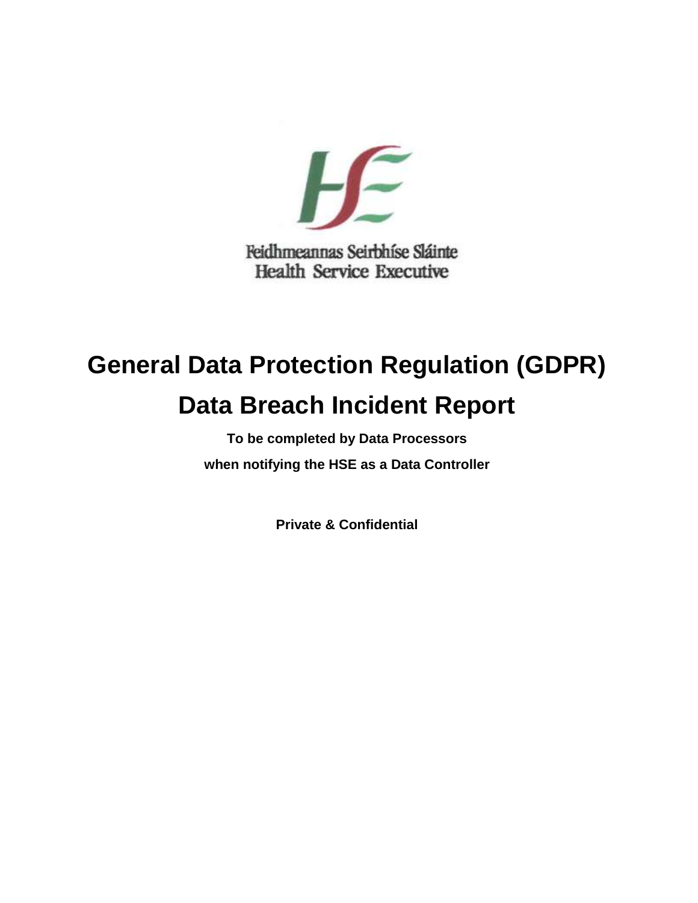Feidhmeannas Seirbhíse Sláinte
Health Service Executive

# General Data Protection Regulation (GDPR)

# Data Breach Incident Report

**To be completed by Data Processors**

**when notifying the HSE as a Data Controller**

**Private & Confidential**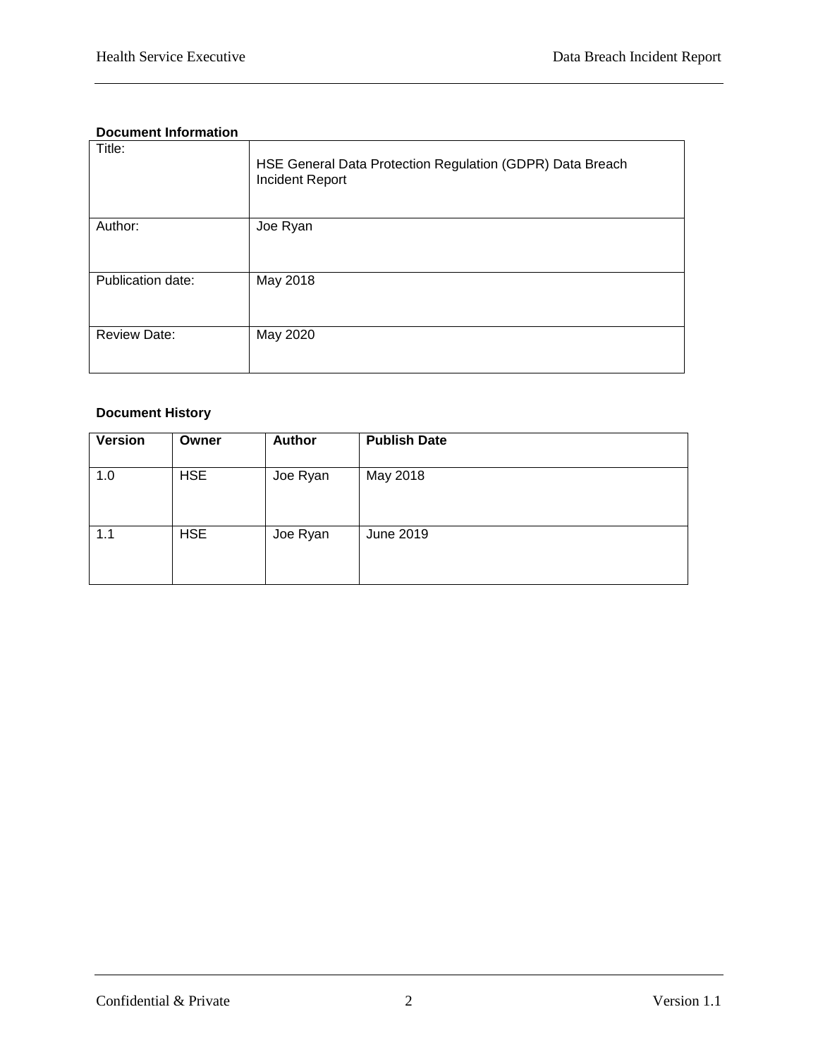**Document Information**

| Title: | HSE General Data Protection Regulation (GDPR) Data Breach Incident Report |
|---|---|
| Author: | Joe Ryan |
| Publication date: | May 2018 |
| Review Date: | May 2020 |

**Document History**

| Version | Owner | Author | Publish Date |
|---|---|---|---|
| 1.0 | HSE | Joe Ryan | May 2018 |
| 1.1 | HSE | Joe Ryan | June 2019 |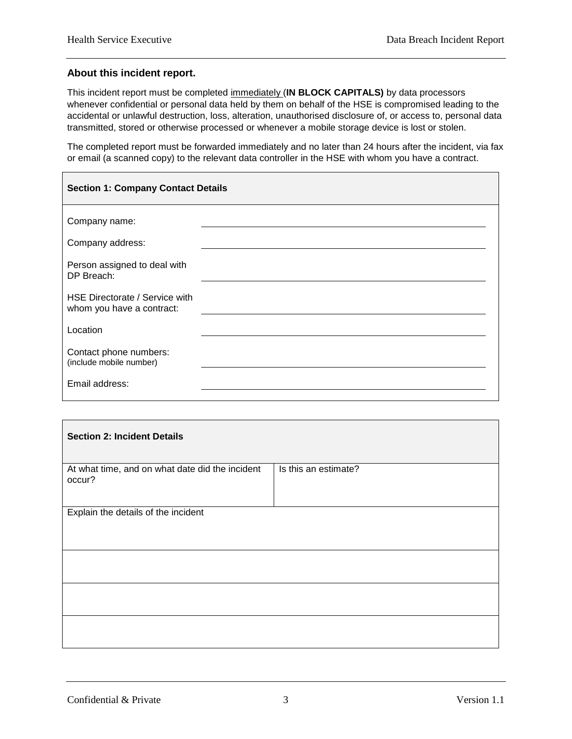## About this incident report.

This incident report must be completed <u>immediately</u> (**IN BLOCK CAPITALS)** by data processors whenever confidential or personal data held by them on behalf of the HSE is compromised leading to the accidental or unlawful destruction, loss, alteration, unauthorised disclosure of, or access to, personal data transmitted, stored or otherwise processed or whenever a mobile storage device is lost or stolen.

The completed report must be forwarded immediately and no later than 24 hours after the incident, via fax or email (a scanned copy) to the relevant data controller in the HSE with whom you have a contract.

| **Section 1: Company Contact Details** | |
|---|---|
| Company name: | |
| Company address: | |
| Person assigned to deal with DP Breach: | |
| HSE Directorate / Service with whom you have a contract: | |
| Location | |
| Contact phone numbers: (include mobile number) | |
| Email address: | |

| **Section 2: Incident Details** | |
|---|---|
| At what time, and on what date did the incident occur? | Is this an estimate? |
| Explain the details of the incident | |
| | |
| | |
| | |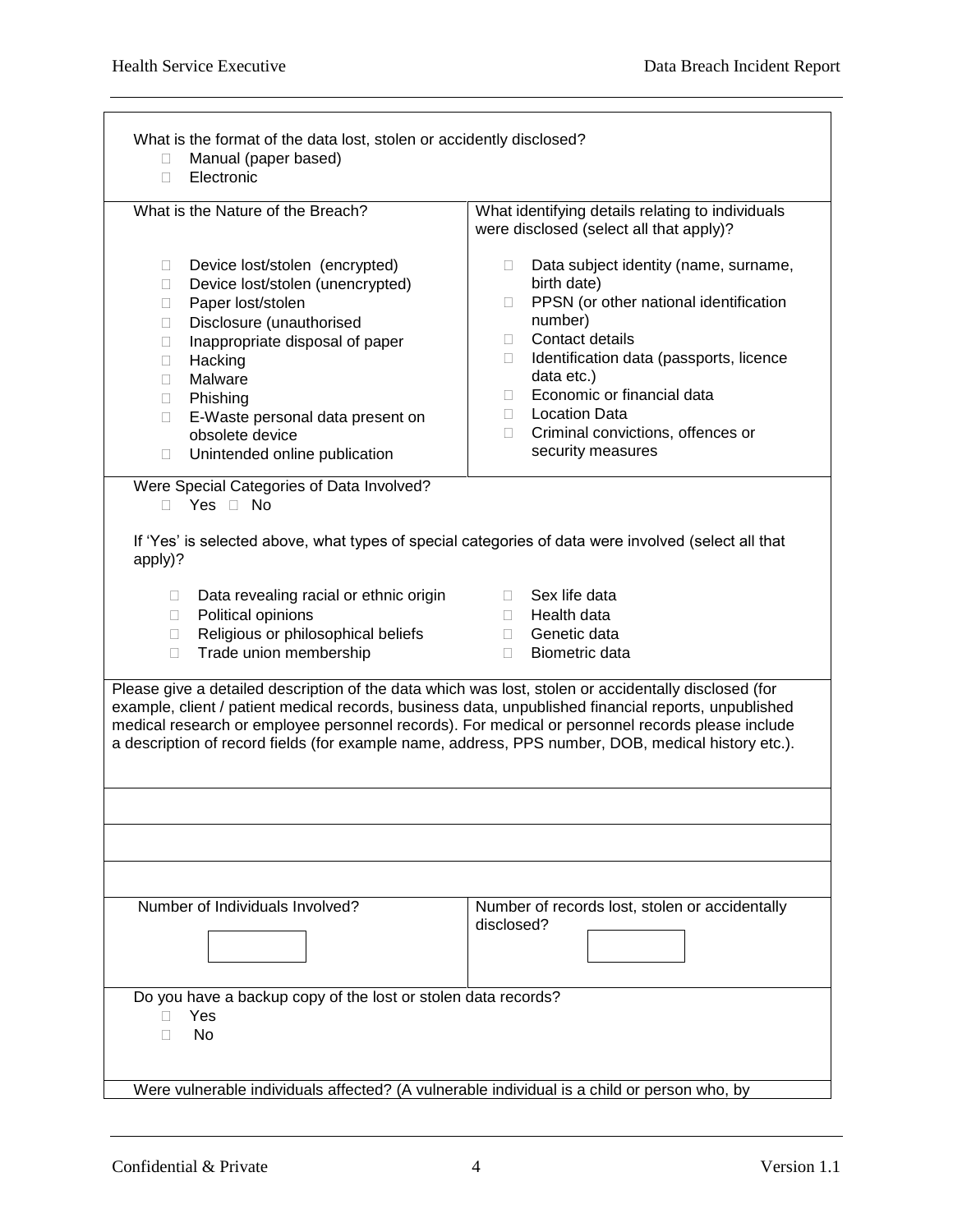What is the format of the data lost, stolen or accidently disclosed?

- ☐ Manual (paper based)
- ☐ Electronic

| What is the Nature of the Breach? | What identifying details relating to individuals were disclosed (select all that apply)? |
| --- | --- |
| ☐ Device lost/stolen (encrypted)<br>☐ Device lost/stolen (unencrypted)<br>☐ Paper lost/stolen<br>☐ Disclosure (unauthorised<br>☐ Inappropriate disposal of paper<br>☐ Hacking<br>☐ Malware<br>☐ Phishing<br>☐ E-Waste personal data present on obsolete device<br>☐ Unintended online publication | ☐ Data subject identity (name, surname, birth date)<br>☐ PPSN (or other national identification number)<br>☐ Contact details<br>☐ Identification data (passports, licence data etc.)<br>☐ Economic or financial data<br>☐ Location Data<br>☐ Criminal convictions, offences or security measures |

Were Special Categories of Data Involved?

☐ Yes ☐ No

If 'Yes' is selected above, what types of special categories of data were involved (select all that apply)?

- ☐ Data revealing racial or ethnic origin
- ☐ Political opinions
- ☐ Religious or philosophical beliefs
- ☐ Trade union membership
- ☐ Sex life data
- ☐ Health data
- ☐ Genetic data
- ☐ Biometric data

Please give a detailed description of the data which was lost, stolen or accidentally disclosed (for example, client / patient medical records, business data, unpublished financial reports, unpublished medical research or employee personnel records). For medical or personnel records please include a description of record fields (for example name, address, PPS number, DOB, medical history etc.).

| Number of Individuals Involved? | Number of records lost, stolen or accidentally disclosed? |
| --- | --- |
| | |

Do you have a backup copy of the lost or stolen data records?

- ☐ Yes
- ☐ No

Were vulnerable individuals affected? (A vulnerable individual is a child or person who, by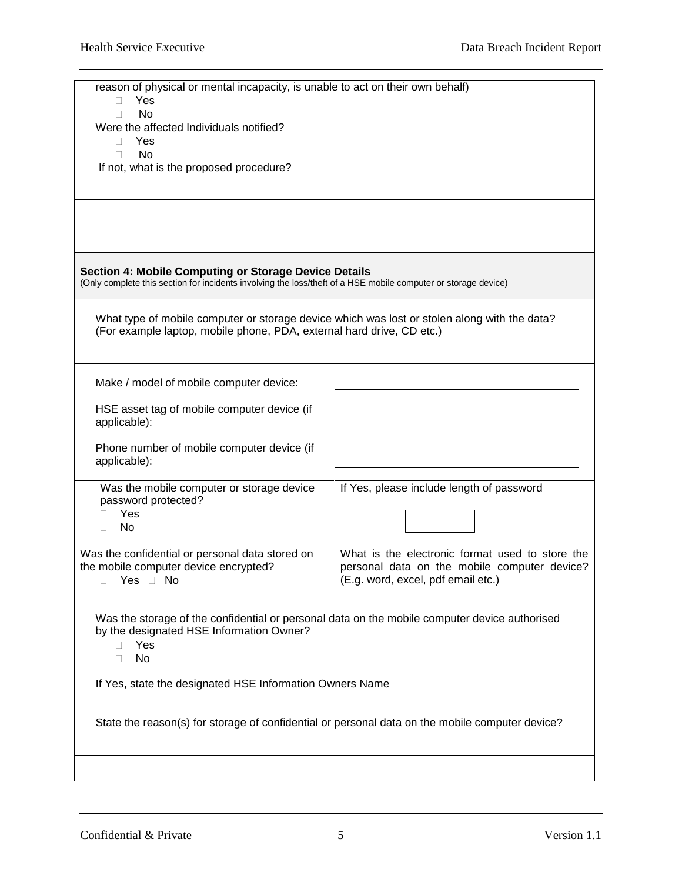reason of physical or mental incapacity, is unable to act on their own behalf)

- ☐ Yes
- ☐ No

Were the affected Individuals notified?

- ☐ Yes
- ☐ No

If not, what is the proposed procedure?

## Section 4: Mobile Computing or Storage Device Details

(Only complete this section for incidents involving the loss/theft of a HSE mobile computer or storage device)

What type of mobile computer or storage device which was lost or stolen along with the data? (For example laptop, mobile phone, PDA, external hard drive, CD etc.)

Make / model of mobile computer device: ______________________

HSE asset tag of mobile computer device (if applicable): ______________________

Phone number of mobile computer device (if applicable): ______________________

| Was the mobile computer or storage device password protected? ☐ Yes ☐ No | If Yes, please include length of password |
| --- | --- |
| Was the confidential or personal data stored on the mobile computer device encrypted? ☐ Yes ☐ No | What is the electronic format used to store the personal data on the mobile computer device? (E.g. word, excel, pdf email etc.) |

Was the storage of the confidential or personal data on the mobile computer device authorised by the designated HSE Information Owner?

- ☐ Yes
- ☐ No

If Yes, state the designated HSE Information Owners Name

State the reason(s) for storage of confidential or personal data on the mobile computer device?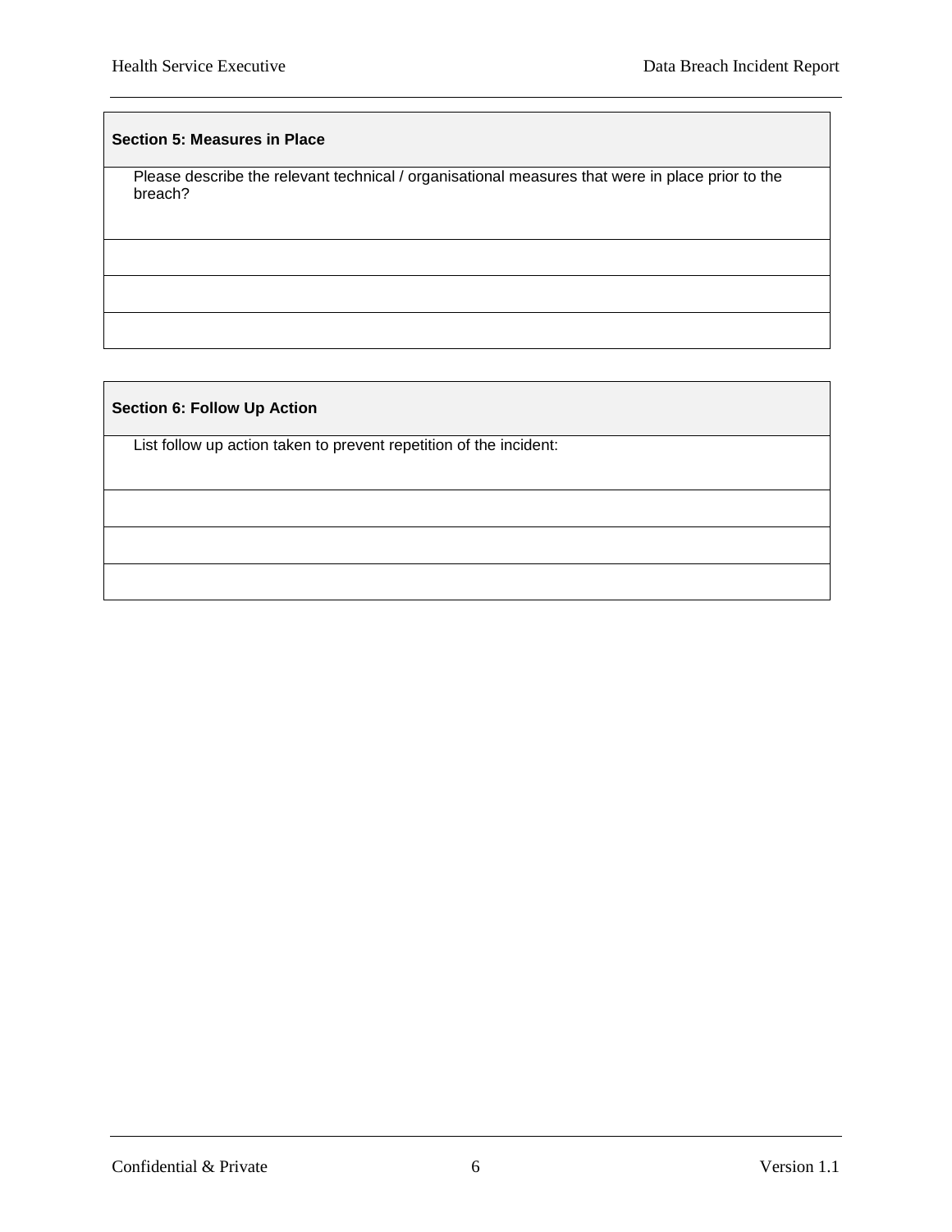| **Section 5: Measures in Place** |
| --- |
| Please describe the relevant technical / organisational measures that were in place prior to the breach? |
| |
| |
| |

| **Section 6: Follow Up Action** |
| --- |
| List follow up action taken to prevent repetition of the incident: |
| |
| |
| |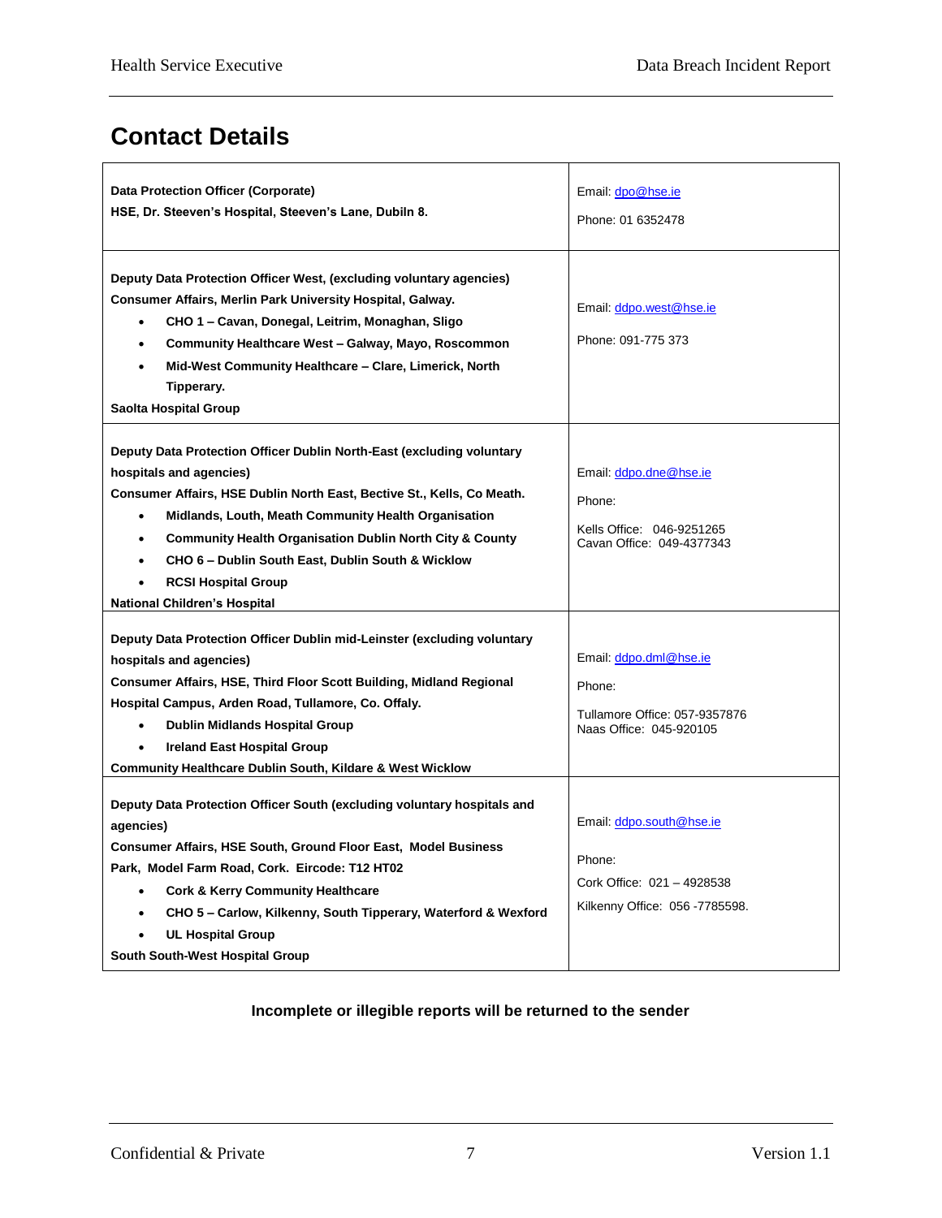# Contact Details

| | |
|---|---|
| **Data Protection Officer (Corporate)**<br>**HSE, Dr. Steeven's Hospital, Steeven's Lane, Dubiln 8.** | Email: dpo@hse.ie<br><br>Phone: 01 6352478 |
| **Deputy Data Protection Officer West, (excluding voluntary agencies)**<br>**Consumer Affairs, Merlin Park University Hospital, Galway.**<br>• **CHO 1 – Cavan, Donegal, Leitrim, Monaghan, Sligo**<br>• **Community Healthcare West – Galway, Mayo, Roscommon**<br>• **Mid-West Community Healthcare – Clare, Limerick, North Tipperary.**<br>**Saolta Hospital Group** | Email: ddpo.west@hse.ie<br><br>Phone: 091-775 373 |
| **Deputy Data Protection Officer Dublin North-East (excluding voluntary hospitals and agencies)**<br>**Consumer Affairs, HSE Dublin North East, Bective St., Kells, Co Meath.**<br>• **Midlands, Louth, Meath Community Health Organisation**<br>• **Community Health Organisation Dublin North City & County**<br>• **CHO 6 – Dublin South East, Dublin South & Wicklow**<br>• **RCSI Hospital Group**<br>**National Children's Hospital** | Email: ddpo.dne@hse.ie<br><br>Phone:<br><br>Kells Office: 046-9251265<br>Cavan Office: 049-4377343 |
| **Deputy Data Protection Officer Dublin mid-Leinster (excluding voluntary hospitals and agencies)**<br>**Consumer Affairs, HSE, Third Floor Scott Building, Midland Regional Hospital Campus, Arden Road, Tullamore, Co. Offaly.**<br>• **Dublin Midlands Hospital Group**<br>• **Ireland East Hospital Group**<br>**Community Healthcare Dublin South, Kildare & West Wicklow** | Email: ddpo.dml@hse.ie<br><br>Phone:<br><br>Tullamore Office: 057-9357876<br>Naas Office: 045-920105 |
| **Deputy Data Protection Officer South (excluding voluntary hospitals and agencies)**<br>**Consumer Affairs, HSE South, Ground Floor East, Model Business Park, Model Farm Road, Cork. Eircode: T12 HT02**<br>• **Cork & Kerry Community Healthcare**<br>• **CHO 5 – Carlow, Kilkenny, South Tipperary, Waterford & Wexford**<br>• **UL Hospital Group**<br>**South South-West Hospital Group** | Email: ddpo.south@hse.ie<br><br>Phone:<br><br>Cork Office: 021 – 4928538<br><br>Kilkenny Office: 056 -7785598. |

**Incomplete or illegible reports will be returned to the sender**